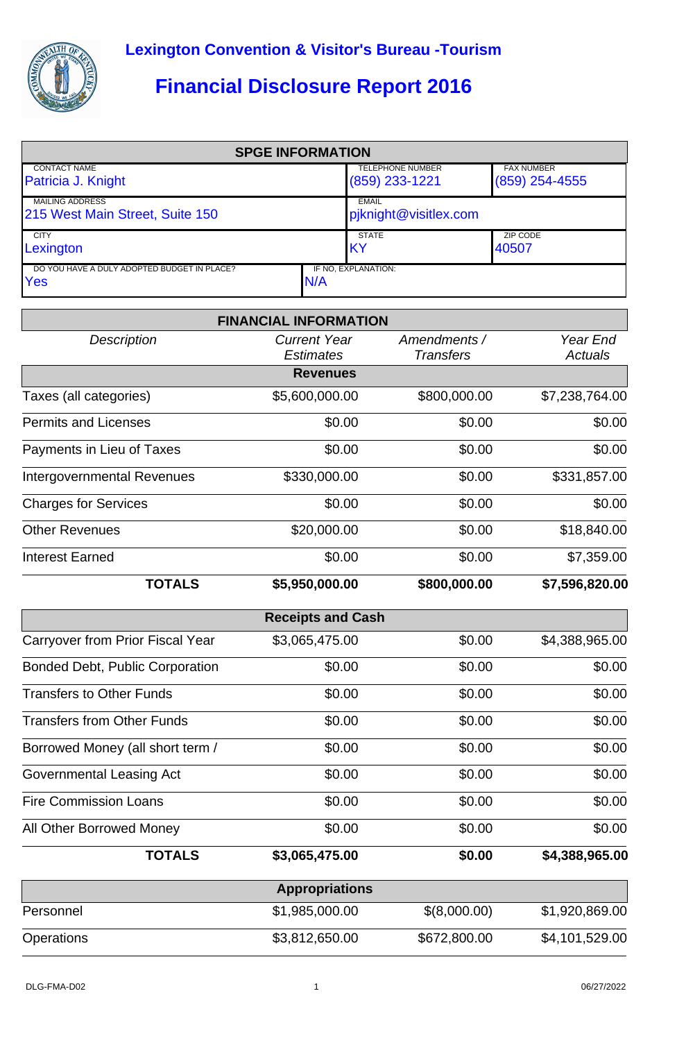# Lexington Convention & Visitor's Bureau -Tourism

# Financial Disclosure Report 2016

| SPGE INFORMATION | | |
|---|---|---|
| CONTACT NAME<br>Patricia J. Knight | TELEPHONE NUMBER<br>(859) 233-1221 | FAX NUMBER<br>(859) 254-4555 |
| MAILING ADDRESS<br>215 West Main Street, Suite 150 | EMAIL<br>pjknight@visitlex.com | |
| CITY<br>Lexington | STATE<br>KY | ZIP CODE<br>40507 |
| DO YOU HAVE A DULY ADOPTED BUDGET IN PLACE?<br>Yes | IF NO, EXPLANATION:<br>N/A | |

## FINANCIAL INFORMATION

| *Description* | *Current Year Estimates* | *Amendments / Transfers* | *Year End Actuals* |
|---|---|---|---|
| **Revenues** | | | |
| Taxes (all categories) | $5,600,000.00 | $800,000.00 | $7,238,764.00 |
| Permits and Licenses | $0.00 | $0.00 | $0.00 |
| Payments in Lieu of Taxes | $0.00 | $0.00 | $0.00 |
| Intergovernmental Revenues | $330,000.00 | $0.00 | $331,857.00 |
| Charges for Services | $0.00 | $0.00 | $0.00 |
| Other Revenues | $20,000.00 | $0.00 | $18,840.00 |
| Interest Earned | $0.00 | $0.00 | $7,359.00 |
| **TOTALS** | **$5,950,000.00** | **$800,000.00** | **$7,596,820.00** |
| **Receipts and Cash** | | | |
| Carryover from Prior Fiscal Year | $3,065,475.00 | $0.00 | $4,388,965.00 |
| Bonded Debt, Public Corporation | $0.00 | $0.00 | $0.00 |
| Transfers to Other Funds | $0.00 | $0.00 | $0.00 |
| Transfers from Other Funds | $0.00 | $0.00 | $0.00 |
| Borrowed Money (all short term / | $0.00 | $0.00 | $0.00 |
| Governmental Leasing Act | $0.00 | $0.00 | $0.00 |
| Fire Commission Loans | $0.00 | $0.00 | $0.00 |
| All Other Borrowed Money | $0.00 | $0.00 | $0.00 |
| **TOTALS** | **$3,065,475.00** | **$0.00** | **$4,388,965.00** |
| **Appropriations** | | | |
| Personnel | $1,985,000.00 | $(8,000.00) | $1,920,869.00 |
| Operations | $3,812,650.00 | $672,800.00 | $4,101,529.00 |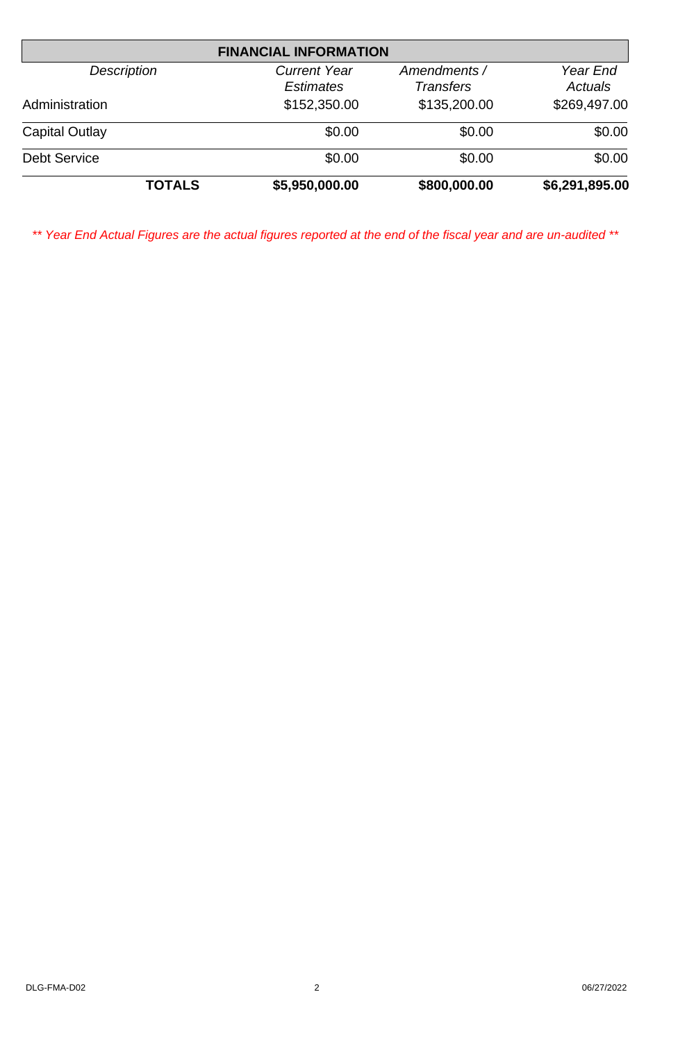| FINANCIAL INFORMATION | | | |
|---|---|---|---|
| *Description* | *Current Year Estimates* | *Amendments / Transfers* | *Year End Actuals* |
| Administration | $152,350.00 | $135,200.00 | $269,497.00 |
| Capital Outlay | $0.00 | $0.00 | $0.00 |
| Debt Service | $0.00 | $0.00 | $0.00 |
| **TOTALS** | **$5,950,000.00** | **$800,000.00** | **$6,291,895.00** |

*** Year End Actual Figures are the actual figures reported at the end of the fiscal year and are un-audited ***

DLG-FMA-D02 06/27/2022